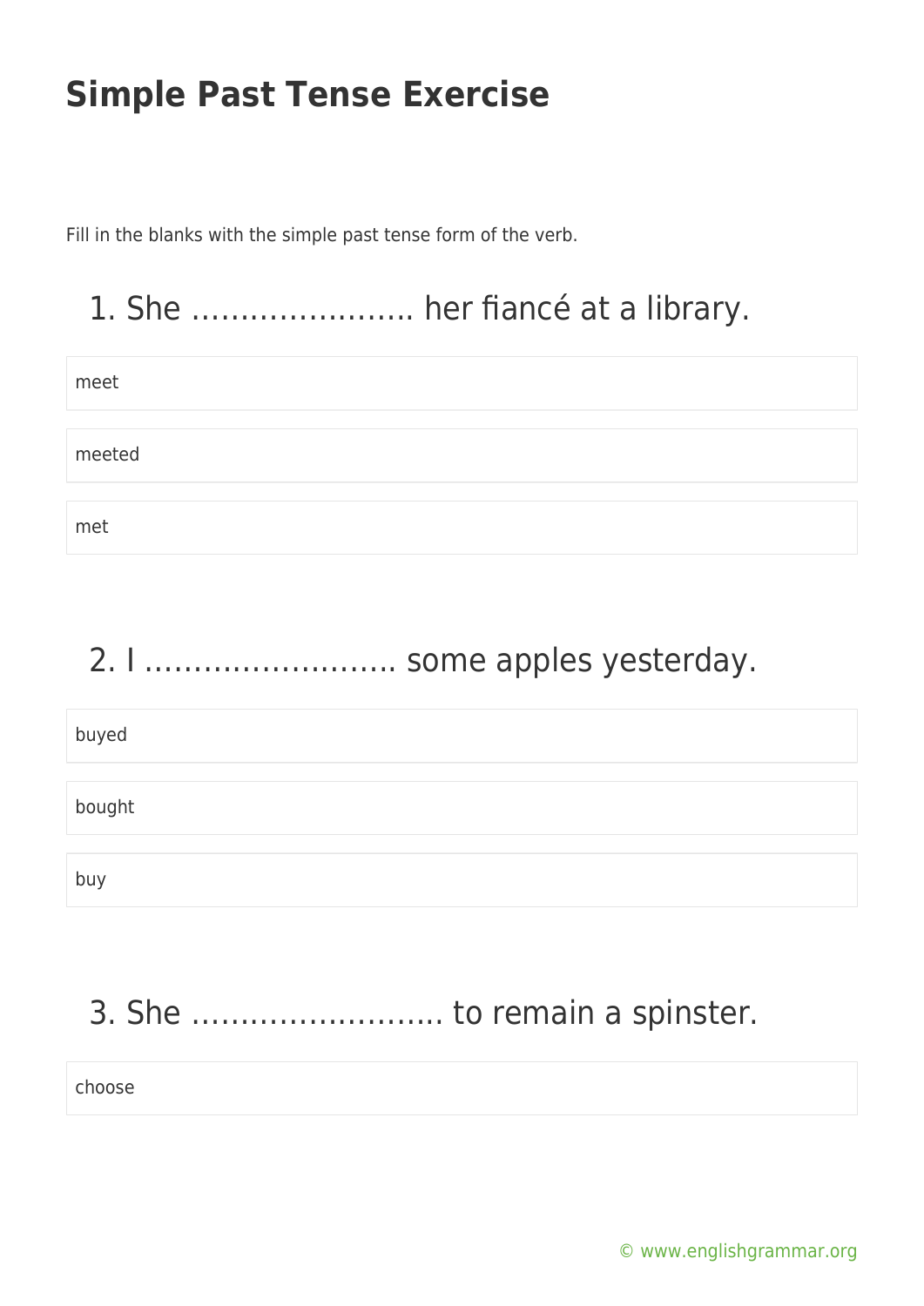# Simple Past Tense Exercise

Fill in the blanks with the simple past tense form of the verb.

## 1. She ………………….. her fiancé at a library.

- meet
- meeted
- met

## 2. I ……………………. some apples yesterday.

- buyed
- bought
- buy

## 3. She ……………………. to remain a spinster.

- choose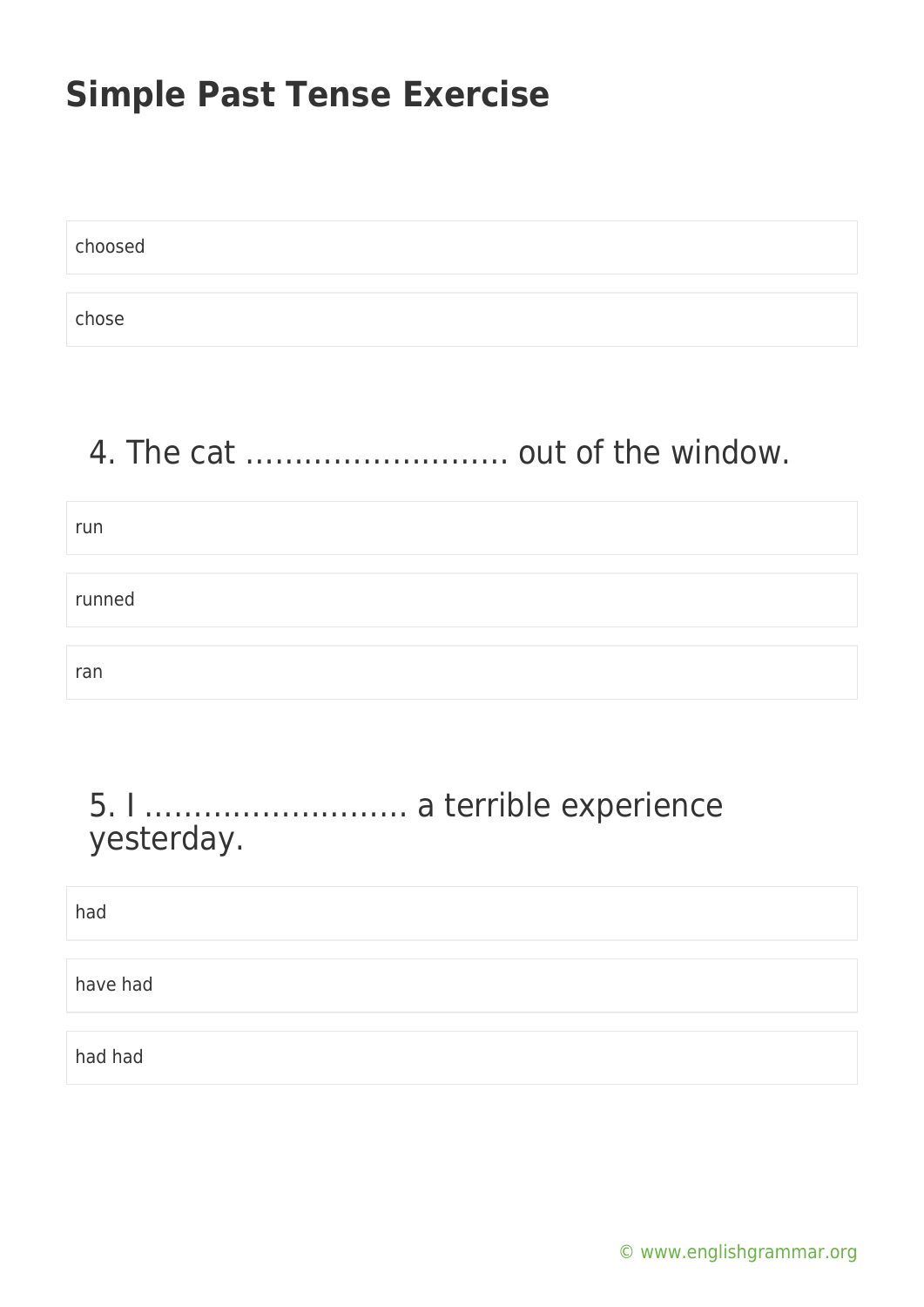# Simple Past Tense Exercise

choosed

chose

## 4. The cat ……………………… out of the window.

run

runned

ran

## 5. I ……………………… a terrible experience yesterday.

had

have had

had had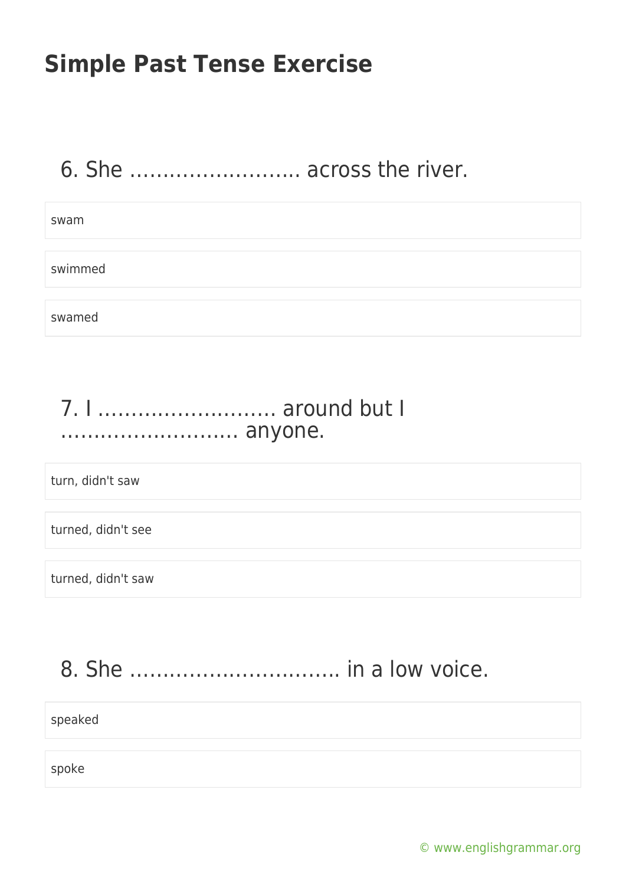# Simple Past Tense Exercise

6. She ……………………. across the river.

- swam
- swimmed
- swamed

7. I ……………………… around but I ……………………… anyone.

- turn, didn't saw
- turned, didn't see
- turned, didn't saw

8. She ………………………….. in a low voice.

- speaked
- spoke

© www.englishgrammar.org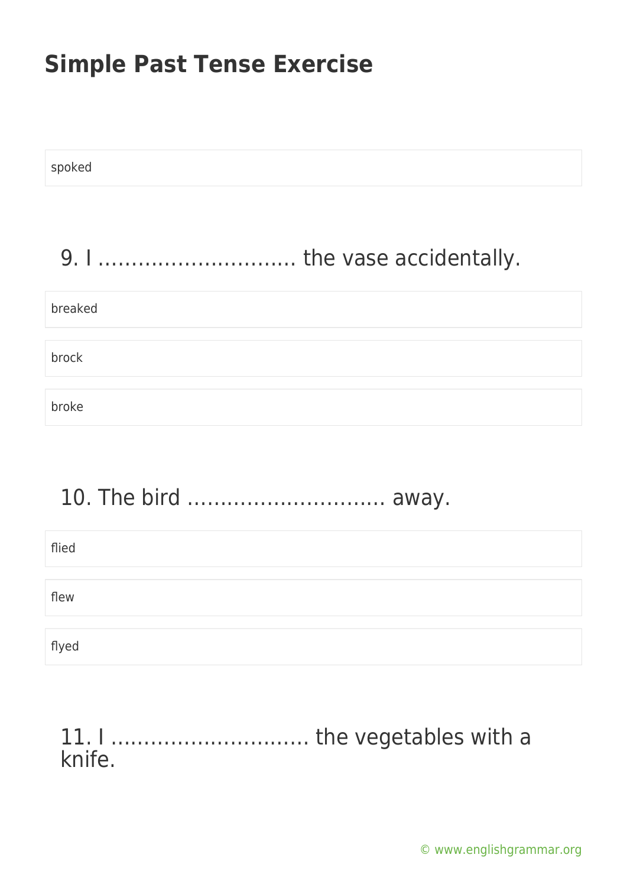spoked

## 9. I ………………………… the vase accidentally.

breaked

brock

broke

## 10. The bird ………………………… away.

flied

flew

flyed

## 11. I ………………………… the vegetables with a knife.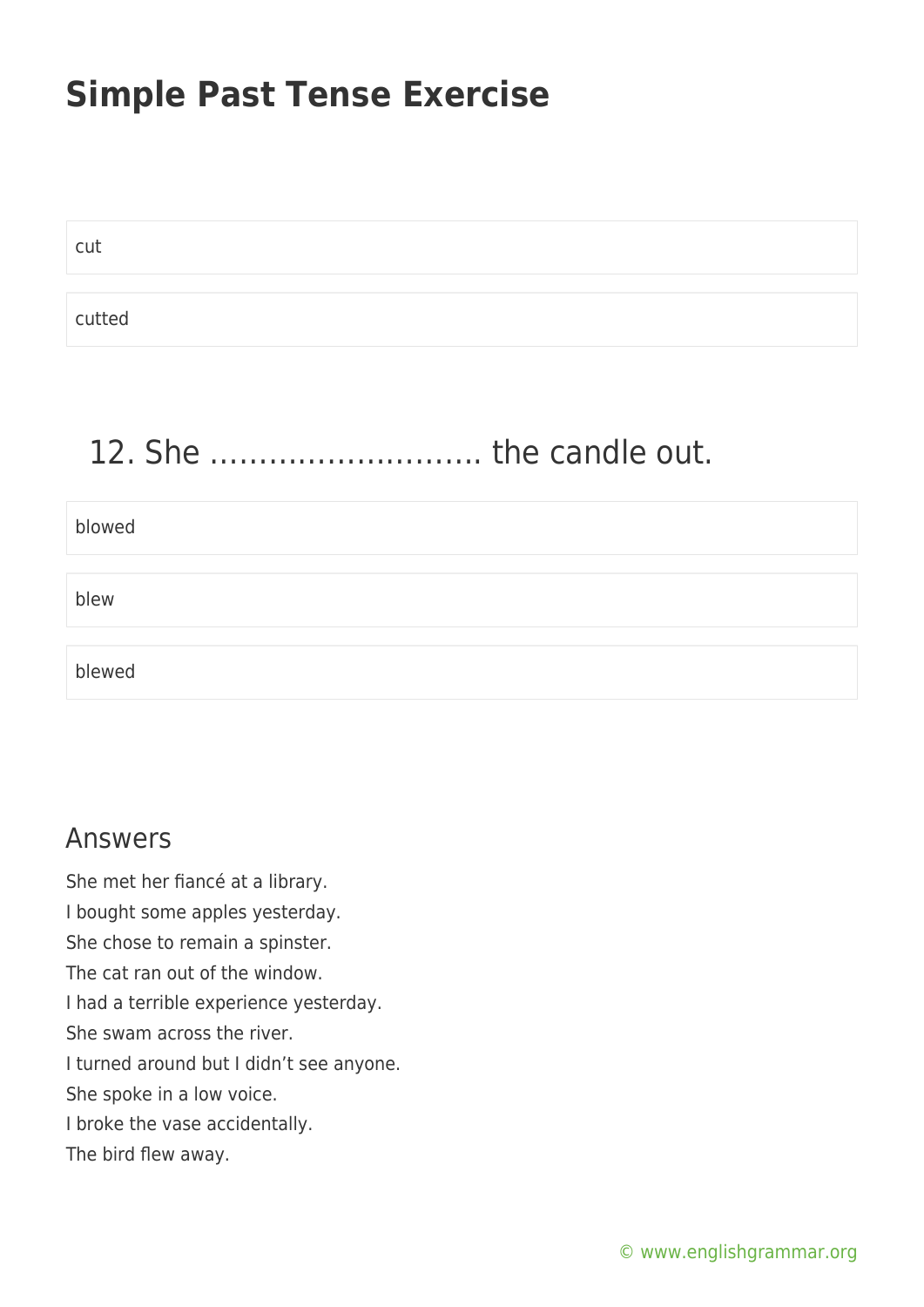# Simple Past Tense Exercise

cut

cutted

## 12. She ……………………….. the candle out.

blowed

blew

blewed

## Answers

She met her fiancé at a library.
I bought some apples yesterday.
She chose to remain a spinster.
The cat ran out of the window.
I had a terrible experience yesterday.
She swam across the river.
I turned around but I didn't see anyone.
She spoke in a low voice.
I broke the vase accidentally.
The bird flew away.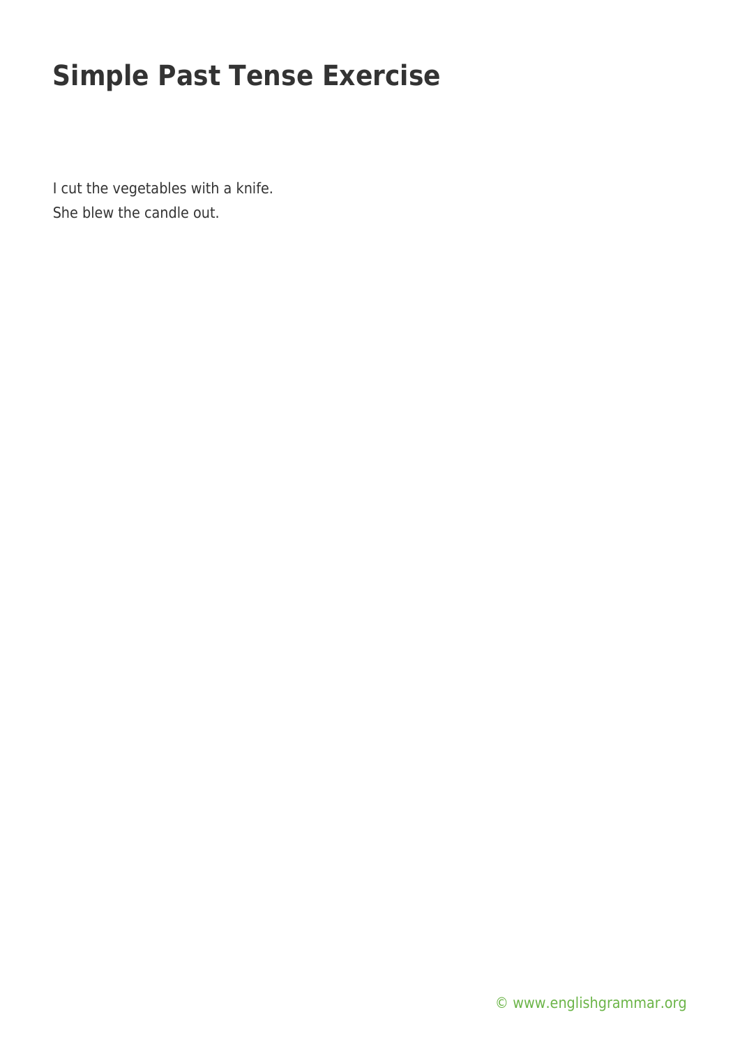# Simple Past Tense Exercise

I cut the vegetables with a knife.
She blew the candle out.